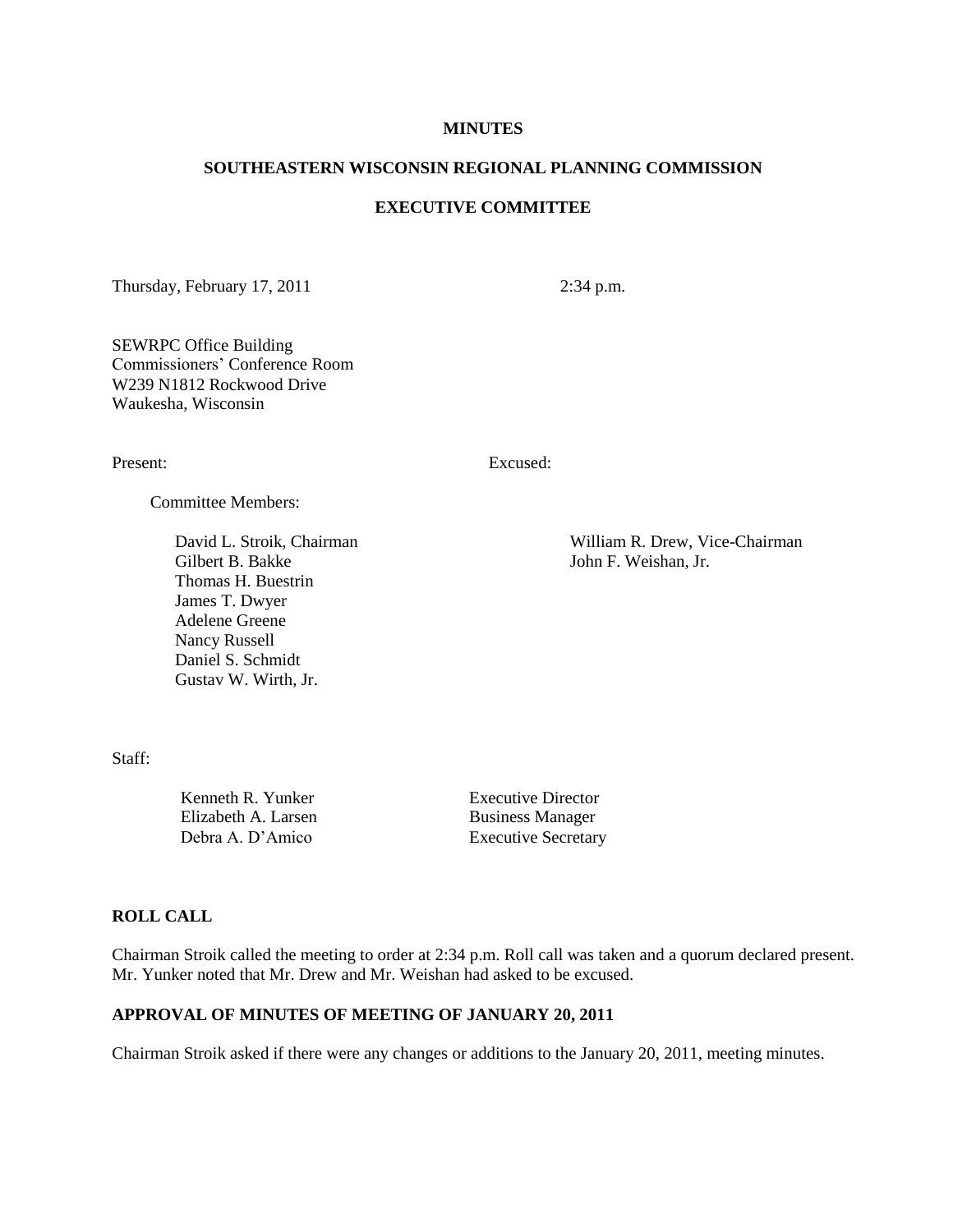**MINUTES**

**SOUTHEASTERN WISCONSIN REGIONAL PLANNING COMMISSION**

**EXECUTIVE COMMITTEE**

Thursday, February 17, 2011 2:34 p.m.

SEWRPC Office Building
Commissioners' Conference Room
W239 N1812 Rockwood Drive
Waukesha, Wisconsin

Present:

Committee Members:

David L. Stroik, Chairman
Gilbert B. Bakke
Thomas H. Buestrin
James T. Dwyer
Adelene Greene
Nancy Russell
Daniel S. Schmidt
Gustav W. Wirth, Jr.

Excused:

William R. Drew, Vice-Chairman
John F. Weishan, Jr.

Staff:

| | |
|---|---|
| Kenneth R. Yunker | Executive Director |
| Elizabeth A. Larsen | Business Manager |
| Debra A. D'Amico | Executive Secretary |

**ROLL CALL**

Chairman Stroik called the meeting to order at 2:34 p.m. Roll call was taken and a quorum declared present. Mr. Yunker noted that Mr. Drew and Mr. Weishan had asked to be excused.

**APPROVAL OF MINUTES OF MEETING OF JANUARY 20, 2011**

Chairman Stroik asked if there were any changes or additions to the January 20, 2011, meeting minutes.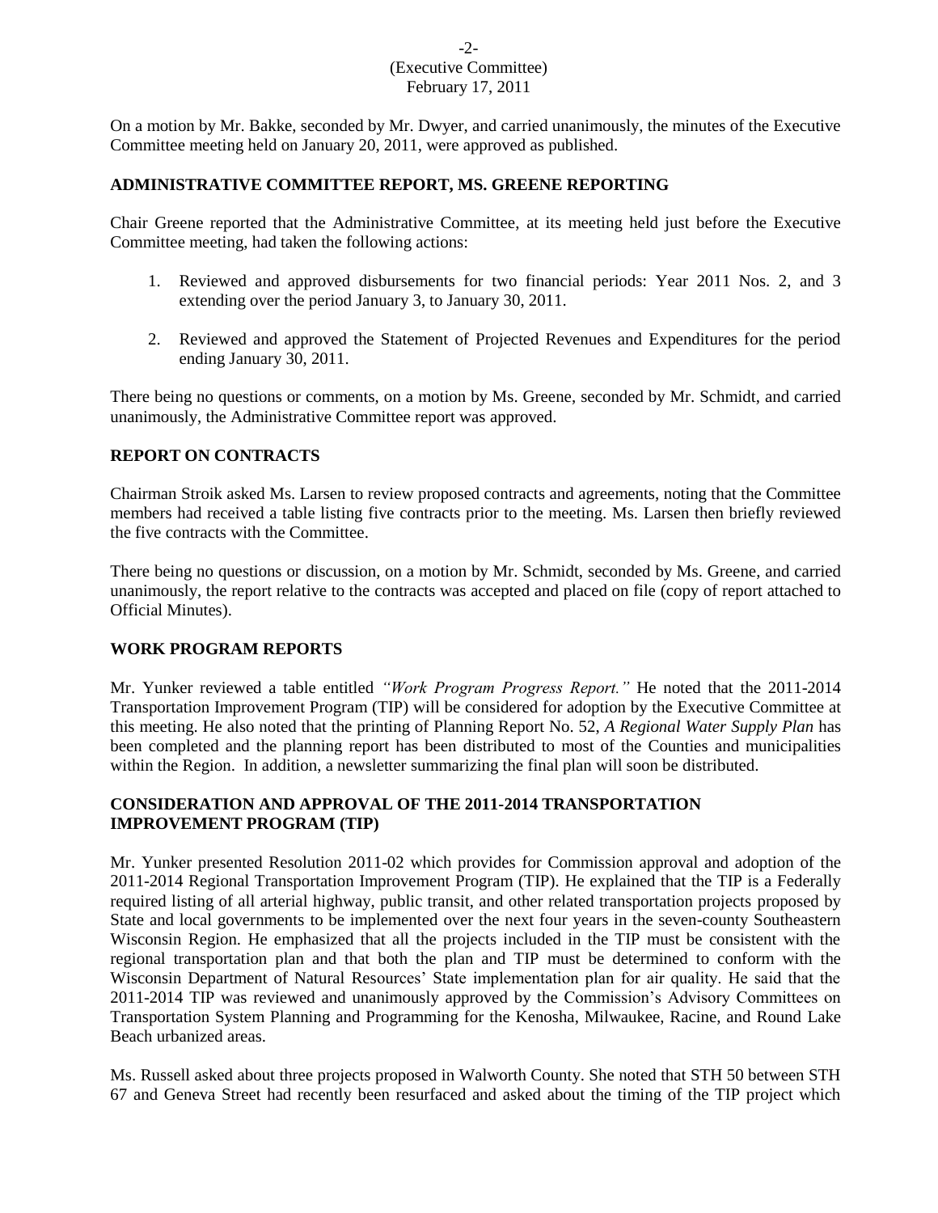On a motion by Mr. Bakke, seconded by Mr. Dwyer, and carried unanimously, the minutes of the Executive Committee meeting held on January 20, 2011, were approved as published.

## ADMINISTRATIVE COMMITTEE REPORT, MS. GREENE REPORTING

Chair Greene reported that the Administrative Committee, at its meeting held just before the Executive Committee meeting, had taken the following actions:

1. Reviewed and approved disbursements for two financial periods: Year 2011 Nos. 2, and 3 extending over the period January 3, to January 30, 2011.

2. Reviewed and approved the Statement of Projected Revenues and Expenditures for the period ending January 30, 2011.

There being no questions or comments, on a motion by Ms. Greene, seconded by Mr. Schmidt, and carried unanimously, the Administrative Committee report was approved.

## REPORT ON CONTRACTS

Chairman Stroik asked Ms. Larsen to review proposed contracts and agreements, noting that the Committee members had received a table listing five contracts prior to the meeting. Ms. Larsen then briefly reviewed the five contracts with the Committee.

There being no questions or discussion, on a motion by Mr. Schmidt, seconded by Ms. Greene, and carried unanimously, the report relative to the contracts was accepted and placed on file (copy of report attached to Official Minutes).

## WORK PROGRAM REPORTS

Mr. Yunker reviewed a table entitled *"Work Program Progress Report."* He noted that the 2011-2014 Transportation Improvement Program (TIP) will be considered for adoption by the Executive Committee at this meeting. He also noted that the printing of Planning Report No. 52, *A Regional Water Supply Plan* has been completed and the planning report has been distributed to most of the Counties and municipalities within the Region. In addition, a newsletter summarizing the final plan will soon be distributed.

## CONSIDERATION AND APPROVAL OF THE 2011-2014 TRANSPORTATION IMPROVEMENT PROGRAM (TIP)

Mr. Yunker presented Resolution 2011-02 which provides for Commission approval and adoption of the 2011-2014 Regional Transportation Improvement Program (TIP). He explained that the TIP is a Federally required listing of all arterial highway, public transit, and other related transportation projects proposed by State and local governments to be implemented over the next four years in the seven-county Southeastern Wisconsin Region. He emphasized that all the projects included in the TIP must be consistent with the regional transportation plan and that both the plan and TIP must be determined to conform with the Wisconsin Department of Natural Resources' State implementation plan for air quality. He said that the 2011-2014 TIP was reviewed and unanimously approved by the Commission's Advisory Committees on Transportation System Planning and Programming for the Kenosha, Milwaukee, Racine, and Round Lake Beach urbanized areas.

Ms. Russell asked about three projects proposed in Walworth County. She noted that STH 50 between STH 67 and Geneva Street had recently been resurfaced and asked about the timing of the TIP project which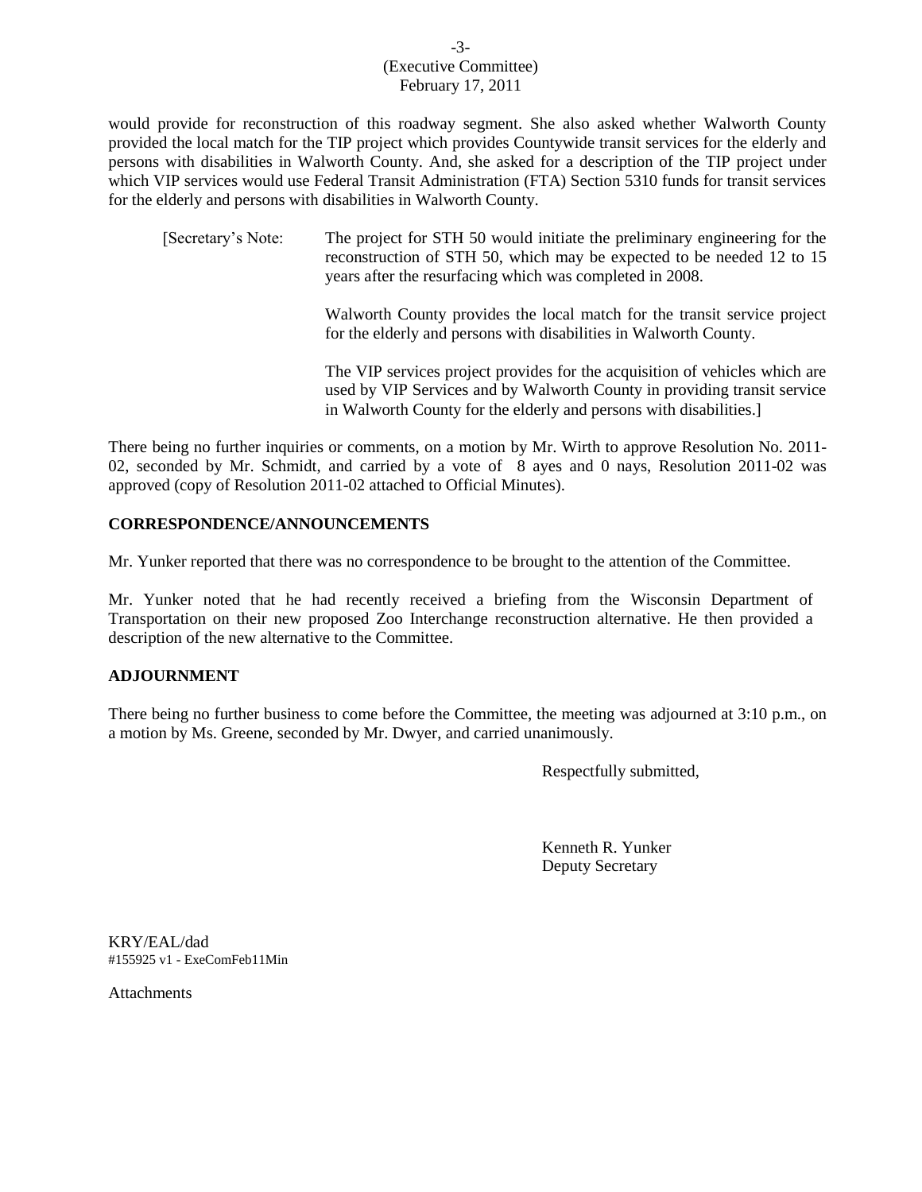would provide for reconstruction of this roadway segment. She also asked whether Walworth County provided the local match for the TIP project which provides Countywide transit services for the elderly and persons with disabilities in Walworth County. And, she asked for a description of the TIP project under which VIP services would use Federal Transit Administration (FTA) Section 5310 funds for transit services for the elderly and persons with disabilities in Walworth County.

> [Secretary's Note: The project for STH 50 would initiate the preliminary engineering for the reconstruction of STH 50, which may be expected to be needed 12 to 15 years after the resurfacing which was completed in 2008.
>
> Walworth County provides the local match for the transit service project for the elderly and persons with disabilities in Walworth County.
>
> The VIP services project provides for the acquisition of vehicles which are used by VIP Services and by Walworth County in providing transit service in Walworth County for the elderly and persons with disabilities.]

There being no further inquiries or comments, on a motion by Mr. Wirth to approve Resolution No. 2011-02, seconded by Mr. Schmidt, and carried by a vote of 8 ayes and 0 nays, Resolution 2011-02 was approved (copy of Resolution 2011-02 attached to Official Minutes).

**CORRESPONDENCE/ANNOUNCEMENTS**

Mr. Yunker reported that there was no correspondence to be brought to the attention of the Committee.

Mr. Yunker noted that he had recently received a briefing from the Wisconsin Department of Transportation on their new proposed Zoo Interchange reconstruction alternative. He then provided a description of the new alternative to the Committee.

**ADJOURNMENT**

There being no further business to come before the Committee, the meeting was adjourned at 3:10 p.m., on a motion by Ms. Greene, seconded by Mr. Dwyer, and carried unanimously.

Respectfully submitted,

Kenneth R. Yunker
Deputy Secretary

KRY/EAL/dad
#155925 v1 - ExeComFeb11Min

Attachments